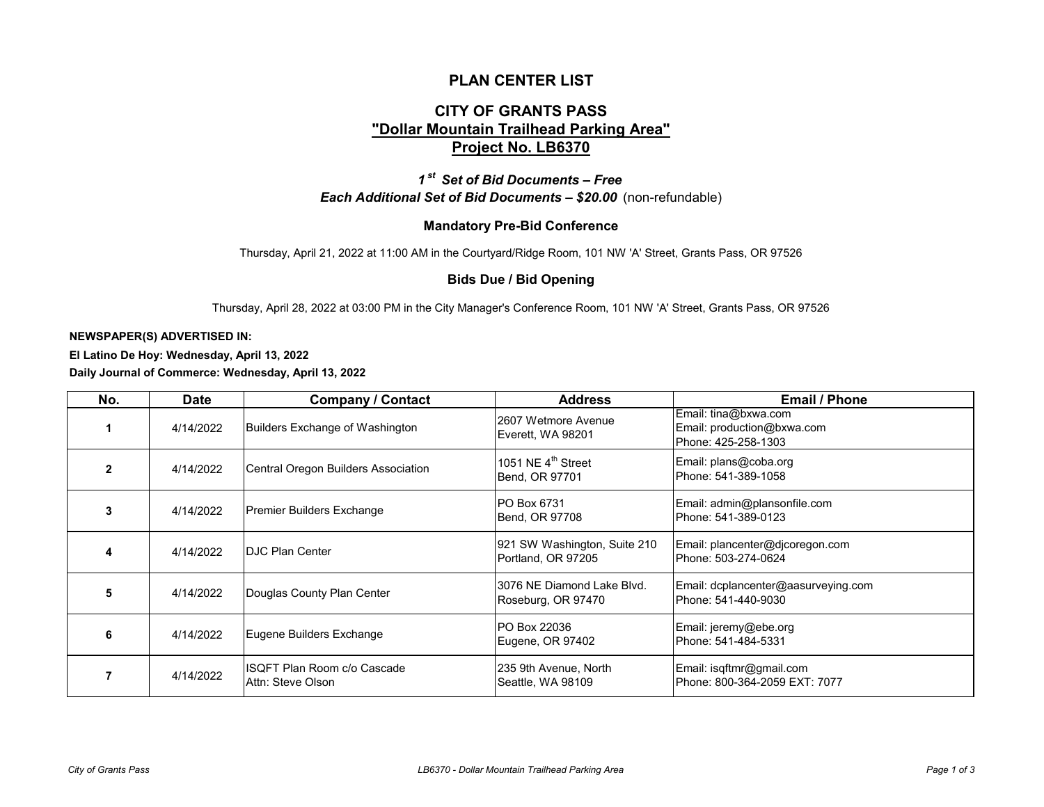# PLAN CENTER LIST

## CITY OF GRANTS PASS

## "Dollar Mountain Trailhead Parking Area"

## Project No. LB6370

***1st Set of Bid Documents – Free***

***Each Additional Set of Bid Documents – $20.00*** (non-refundable)

### Mandatory Pre-Bid Conference

Thursday, April 21, 2022 at 11:00 AM in the Courtyard/Ridge Room, 101 NW 'A' Street, Grants Pass, OR 97526

### Bids Due / Bid Opening

Thursday, April 28, 2022 at 03:00 PM in the City Manager's Conference Room, 101 NW 'A' Street, Grants Pass, OR 97526

**NEWSPAPER(S) ADVERTISED IN:**

**El Latino De Hoy: Wednesday, April 13, 2022**

**Daily Journal of Commerce: Wednesday, April 13, 2022**

| No. | Date | Company / Contact | Address | Email / Phone |
|---|---|---|---|---|
| 1 | 4/14/2022 | Builders Exchange of Washington | 2607 Wetmore Avenue<br>Everett, WA 98201 | Email: tina@bxwa.com<br>Email: production@bxwa.com<br>Phone: 425-258-1303 |
| 2 | 4/14/2022 | Central Oregon Builders Association | 1051 NE 4th Street<br>Bend, OR 97701 | Email: plans@coba.org<br>Phone: 541-389-1058 |
| 3 | 4/14/2022 | Premier Builders Exchange | PO Box 6731<br>Bend, OR 97708 | Email: admin@plansonfile.com<br>Phone: 541-389-0123 |
| 4 | 4/14/2022 | DJC Plan Center | 921 SW Washington, Suite 210<br>Portland, OR 97205 | Email: plancenter@djcoregon.com<br>Phone: 503-274-0624 |
| 5 | 4/14/2022 | Douglas County Plan Center | 3076 NE Diamond Lake Blvd.<br>Roseburg, OR 97470 | Email: dcplancenter@aasurveying.com<br>Phone: 541-440-9030 |
| 6 | 4/14/2022 | Eugene Builders Exchange | PO Box 22036<br>Eugene, OR 97402 | Email: jeremy@ebe.org<br>Phone: 541-484-5331 |
| 7 | 4/14/2022 | ISQFT Plan Room c/o Cascade<br>Attn: Steve Olson | 235 9th Avenue, North<br>Seattle, WA 98109 | Email: isqftmr@gmail.com<br>Phone: 800-364-2059 EXT: 7077 |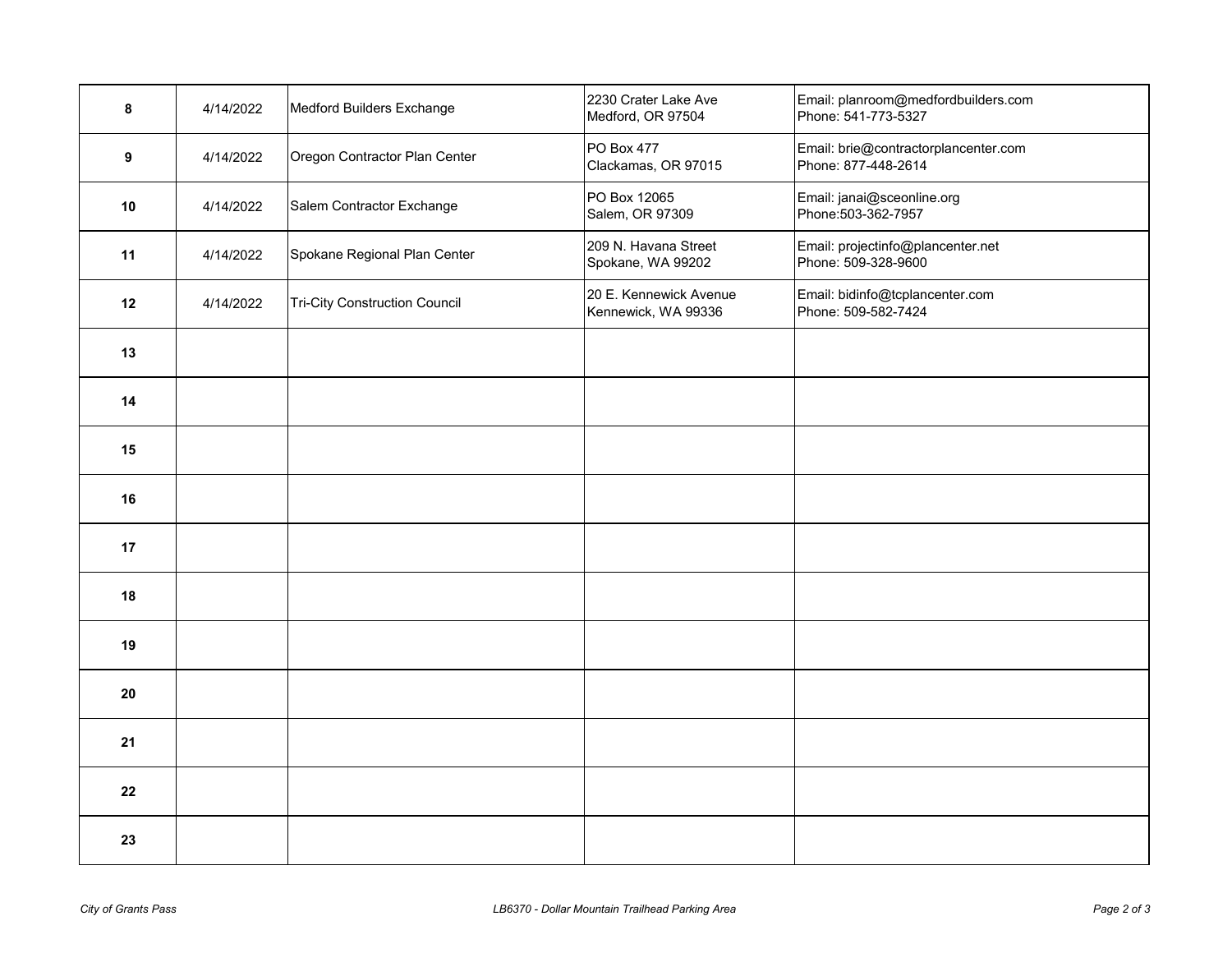| | | | | |
|---|---|---|---|---|
| **8** | 4/14/2022 | Medford Builders Exchange | 2230 Crater Lake Ave<br>Medford, OR 97504 | Email: planroom@medfordbuilders.com<br>Phone: 541-773-5327 |
| **9** | 4/14/2022 | Oregon Contractor Plan Center | PO Box 477<br>Clackamas, OR 97015 | Email: brie@contractorplancenter.com<br>Phone: 877-448-2614 |
| **10** | 4/14/2022 | Salem Contractor Exchange | PO Box 12065<br>Salem, OR 97309 | Email: janai@sceonline.org<br>Phone:503-362-7957 |
| **11** | 4/14/2022 | Spokane Regional Plan Center | 209 N. Havana Street<br>Spokane, WA 99202 | Email: projectinfo@plancenter.net<br>Phone: 509-328-9600 |
| **12** | 4/14/2022 | Tri-City Construction Council | 20 E. Kennewick Avenue<br>Kennewick, WA 99336 | Email: bidinfo@tcplancenter.com<br>Phone: 509-582-7424 |
| **13** | | | | |
| **14** | | | | |
| **15** | | | | |
| **16** | | | | |
| **17** | | | | |
| **18** | | | | |
| **19** | | | | |
| **20** | | | | |
| **21** | | | | |
| **22** | | | | |
| **23** | | | | |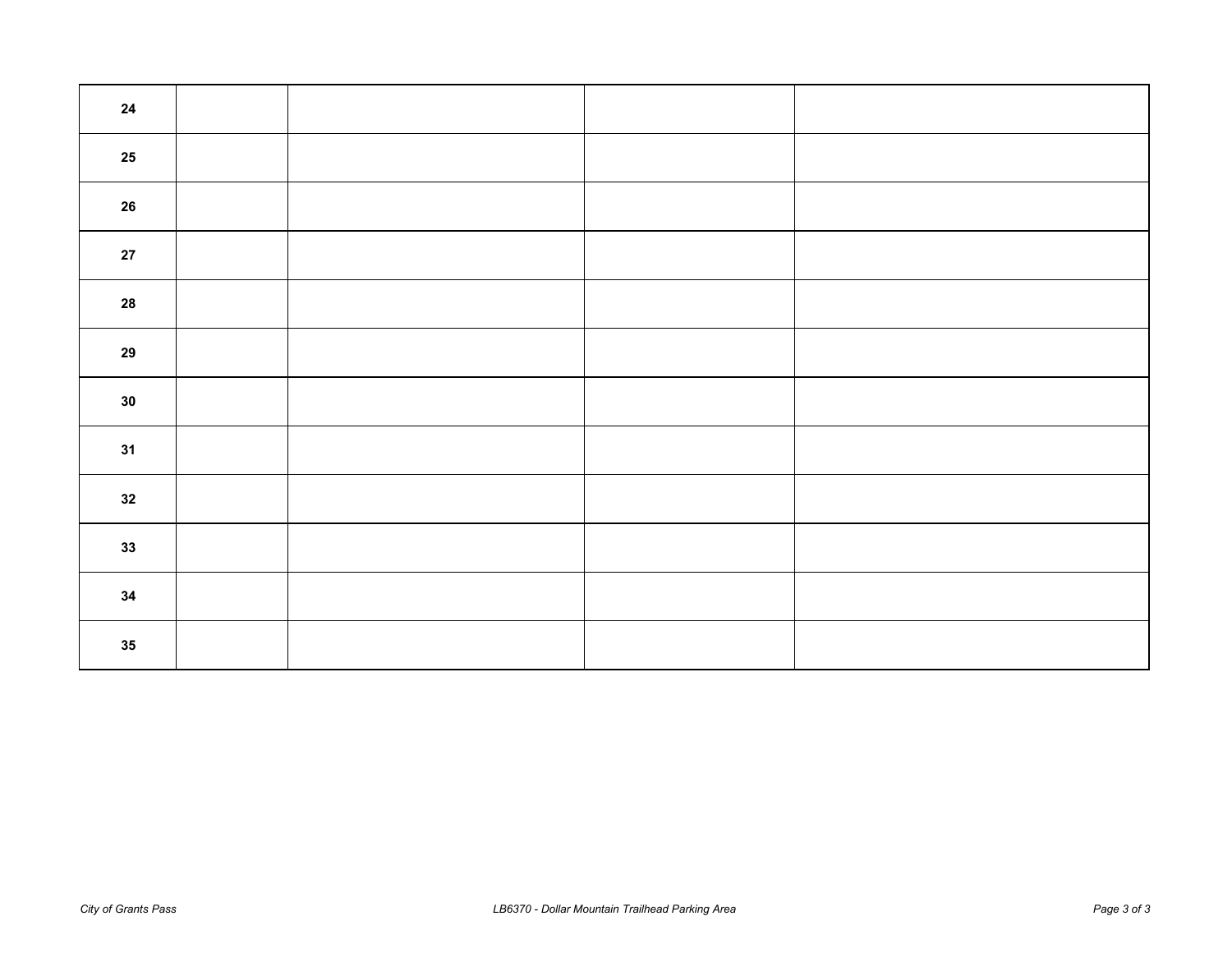| | | | | |
|---|---|---|---|---|
| **24** | | | | |
| **25** | | | | |
| **26** | | | | |
| **27** | | | | |
| **28** | | | | |
| **29** | | | | |
| **30** | | | | |
| **31** | | | | |
| **32** | | | | |
| **33** | | | | |
| **34** | | | | |
| **35** | | | | |